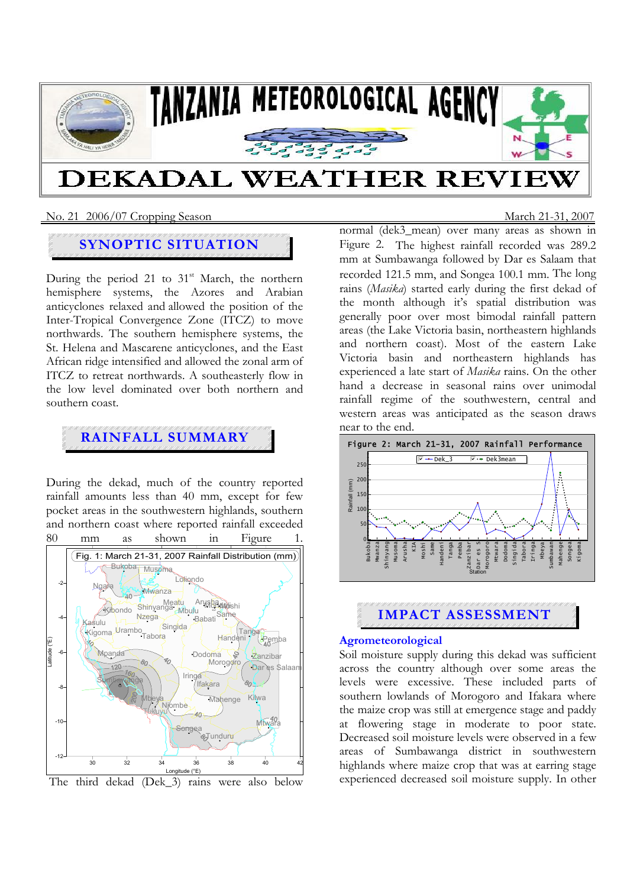# TANZANIA METEOROLOGICAL AGENCY

# DEKADAL WEATHER REVIEW

No. 21 2006/07 Cropping Season — March 21-31, 2007

## SYNOPTIC SITUATION

During the period 21 to 31st March, the northern hemisphere systems, the Azores and Arabian anticyclones relaxed and allowed the position of the Inter-Tropical Convergence Zone (ITCZ) to move northwards. The southern hemisphere systems, the St. Helena and Mascarene anticyclones, and the East African ridge intensified and allowed the zonal arm of ITCZ to retreat northwards. A southeasterly flow in the low level dominated over both northern and southern coast.

## RAINFALL SUMMARY

During the dekad, much of the country reported rainfall amounts less than 40 mm, except for few pocket areas in the southwestern highlands, southern and northern coast where reported rainfall exceeded 80 mm as shown in Figure 1.

Fig. 1: March 21-31, 2007 Rainfall Distribution (mm)

The third dekad (Dek_3) rains were also below normal (dek3_mean) over many areas as shown in Figure 2. The highest rainfall recorded was 289.2 mm at Sumbawanga followed by Dar es Salaam that recorded 121.5 mm, and Songea 100.1 mm. The long rains (*Masika*) started early during the first dekad of the month although it's spatial distribution was generally poor over most bimodal rainfall pattern areas (the Lake Victoria basin, northeastern highlands and northern coast). Most of the eastern Lake Victoria basin and northeastern highlands has experienced a late start of *Masika* rains. On the other hand a decrease in seasonal rains over unimodal rainfall regime of the southwestern, central and western areas was anticipated as the season draws near to the end.

Figure 2: March 21-31, 2007 Rainfall Performance

## IMPACT ASSESSMENT

### Agrometeorological

Soil moisture supply during this dekad was sufficient across the country although over some areas the levels were excessive. These included parts of southern lowlands of Morogoro and Ifakara where the maize crop was still at emergence stage and paddy at flowering stage in moderate to poor state. Decreased soil moisture levels were observed in a few areas of Sumbawanga district in southwestern highlands where maize crop that was at earring stage experienced decreased soil moisture supply. In other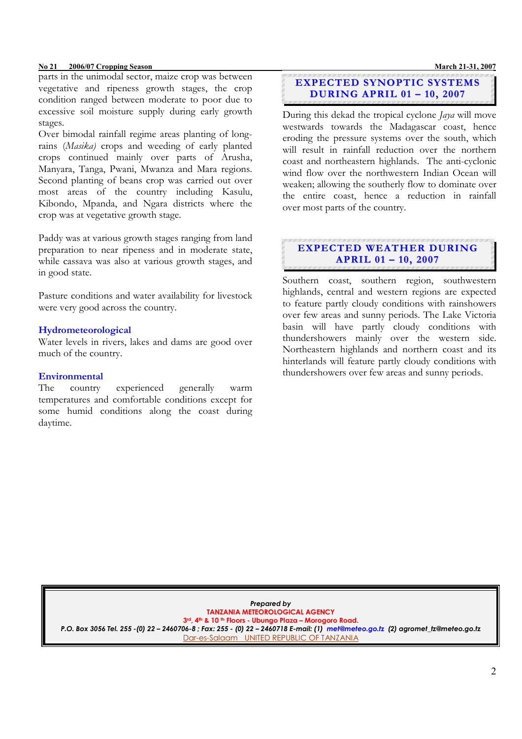parts in the unimodal sector, maize crop was between vegetative and ripeness growth stages, the crop condition ranged between moderate to poor due to excessive soil moisture supply during early growth stages.

Over bimodal rainfall regime areas planting of long-rains (*Masika)* crops and weeding of early planted crops continued mainly over parts of Arusha, Manyara, Tanga, Pwani, Mwanza and Mara regions. Second planting of beans crop was carried out over most areas of the country including Kasulu, Kibondo, Mpanda, and Ngara districts where the crop was at vegetative growth stage.

Paddy was at various growth stages ranging from land preparation to near ripeness and in moderate state, while cassava was also at various growth stages, and in good state.

Pasture conditions and water availability for livestock were very good across the country.

## Hydrometeorological

Water levels in rivers, lakes and dams are good over much of the country.

## Environmental

The country experienced generally warm temperatures and comfortable conditions except for some humid conditions along the coast during daytime.

## EXPECTED SYNOPTIC SYSTEMS DURING APRIL 01 – 10, 2007

During this dekad the tropical cyclone *Jaya* will move westwards towards the Madagascar coast, hence eroding the pressure systems over the south, which will result in rainfall reduction over the northern coast and northeastern highlands. The anti-cyclonic wind flow over the northwestern Indian Ocean will weaken; allowing the southerly flow to dominate over the entire coast, hence a reduction in rainfall over most parts of the country.

## EXPECTED WEATHER DURING APRIL 01 – 10, 2007

Southern coast, southern region, southwestern highlands, central and western regions are expected to feature partly cloudy conditions with rainshowers over few areas and sunny periods. The Lake Victoria basin will have partly cloudy conditions with thundershowers mainly over the western side. Northeastern highlands and northern coast and its hinterlands will feature partly cloudy conditions with thundershowers over few areas and sunny periods.

*Prepared by*
**TANZANIA METEOROLOGICAL AGENCY**
**3rd, 4th & 10th Floors - Ubungo Plaza – Morogoro Road.**
*P.O. Box 3056 Tel. 255 -(0) 22 – 2460706-8 ; Fax: 255 - (0) 22 – 2460718 E-mail: (1) met@meteo.go.tz (2) agromet_tz@meteo.go.tz*
Dar-es-Salaam UNITED REPUBLIC OF TANZANIA